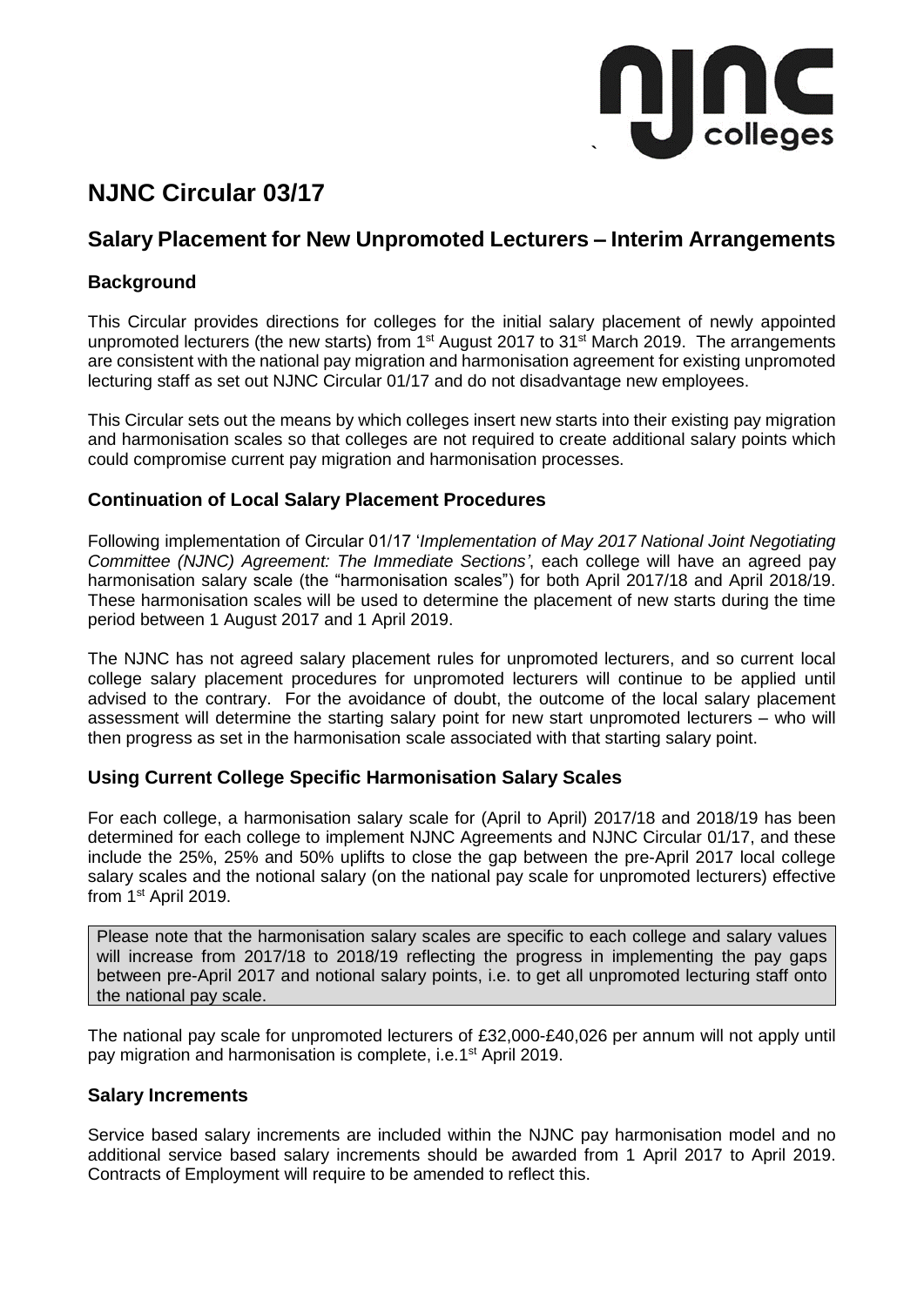# NJNC Circular 03/17

## Salary Placement for New Unpromoted Lecturers – Interim Arrangements

### Background

This Circular provides directions for colleges for the initial salary placement of newly appointed unpromoted lecturers (the new starts) from 1st August 2017 to 31st March 2019. The arrangements are consistent with the national pay migration and harmonisation agreement for existing unpromoted lecturing staff as set out NJNC Circular 01/17 and do not disadvantage new employees.

This Circular sets out the means by which colleges insert new starts into their existing pay migration and harmonisation scales so that colleges are not required to create additional salary points which could compromise current pay migration and harmonisation processes.

### Continuation of Local Salary Placement Procedures

Following implementation of Circular 01/17 '*Implementation of May 2017 National Joint Negotiating Committee (NJNC) Agreement: The Immediate Sections*', each college will have an agreed pay harmonisation salary scale (the "harmonisation scales") for both April 2017/18 and April 2018/19. These harmonisation scales will be used to determine the placement of new starts during the time period between 1 August 2017 and 1 April 2019.

The NJNC has not agreed salary placement rules for unpromoted lecturers, and so current local college salary placement procedures for unpromoted lecturers will continue to be applied until advised to the contrary. For the avoidance of doubt, the outcome of the local salary placement assessment will determine the starting salary point for new start unpromoted lecturers – who will then progress as set in the harmonisation scale associated with that starting salary point.

### Using Current College Specific Harmonisation Salary Scales

For each college, a harmonisation salary scale for (April to April) 2017/18 and 2018/19 has been determined for each college to implement NJNC Agreements and NJNC Circular 01/17, and these include the 25%, 25% and 50% uplifts to close the gap between the pre-April 2017 local college salary scales and the notional salary (on the national pay scale for unpromoted lecturers) effective from 1st April 2019.

Please note that the harmonisation salary scales are specific to each college and salary values will increase from 2017/18 to 2018/19 reflecting the progress in implementing the pay gaps between pre-April 2017 and notional salary points, i.e. to get all unpromoted lecturing staff onto the national pay scale.

The national pay scale for unpromoted lecturers of £32,000-£40,026 per annum will not apply until pay migration and harmonisation is complete, i.e.1st April 2019.

### Salary Increments

Service based salary increments are included within the NJNC pay harmonisation model and no additional service based salary increments should be awarded from 1 April 2017 to April 2019. Contracts of Employment will require to be amended to reflect this.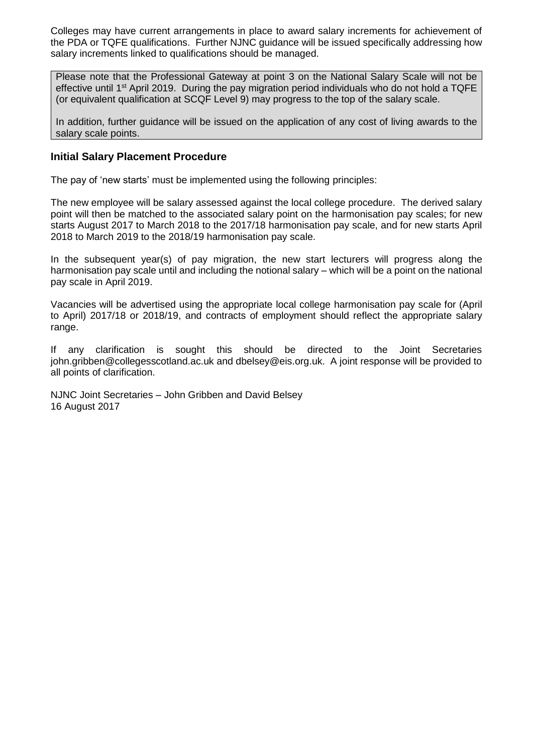Colleges may have current arrangements in place to award salary increments for achievement of the PDA or TQFE qualifications. Further NJNC guidance will be issued specifically addressing how salary increments linked to qualifications should be managed.

> Please note that the Professional Gateway at point 3 on the National Salary Scale will not be effective until 1st April 2019. During the pay migration period individuals who do not hold a TQFE (or equivalent qualification at SCQF Level 9) may progress to the top of the salary scale.
>
> In addition, further guidance will be issued on the application of any cost of living awards to the salary scale points.

### Initial Salary Placement Procedure

The pay of 'new starts' must be implemented using the following principles:

The new employee will be salary assessed against the local college procedure. The derived salary point will then be matched to the associated salary point on the harmonisation pay scales; for new starts August 2017 to March 2018 to the 2017/18 harmonisation pay scale, and for new starts April 2018 to March 2019 to the 2018/19 harmonisation pay scale.

In the subsequent year(s) of pay migration, the new start lecturers will progress along the harmonisation pay scale until and including the notional salary – which will be a point on the national pay scale in April 2019.

Vacancies will be advertised using the appropriate local college harmonisation pay scale for (April to April) 2017/18 or 2018/19, and contracts of employment should reflect the appropriate salary range.

If any clarification is sought this should be directed to the Joint Secretaries john.gribben@collegesscotland.ac.uk and dbelsey@eis.org.uk. A joint response will be provided to all points of clarification.

NJNC Joint Secretaries – John Gribben and David Belsey
16 August 2017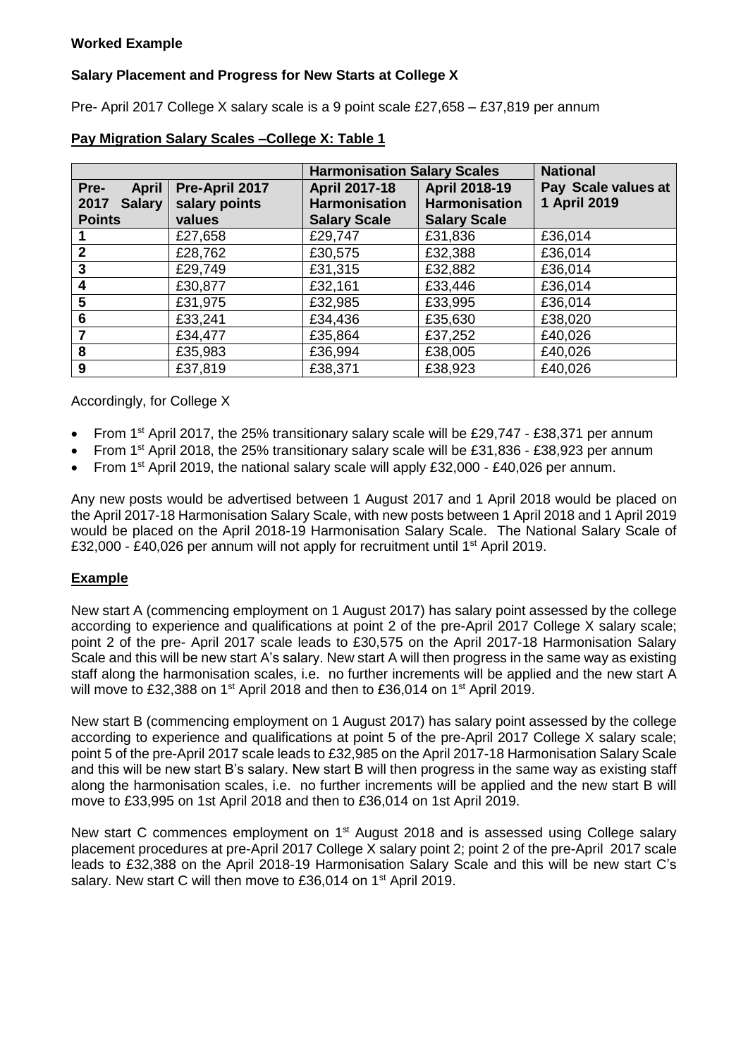**Worked Example**

**Salary Placement and Progress for New Starts at College X**

Pre- April 2017 College X salary scale is a 9 point scale £27,658 – £37,819 per annum

**Pay Migration Salary Scales –College X: Table 1**

| | | Harmonisation Salary Scales | | National |
|---|---|---|---|---|
| **Pre- April 2017 Salary Points** | **Pre-April 2017 salary points values** | **April 2017-18 Harmonisation Salary Scale** | **April 2018-19 Harmonisation Salary Scale** | **Pay Scale values at 1 April 2019** |
| **1** | £27,658 | £29,747 | £31,836 | £36,014 |
| **2** | £28,762 | £30,575 | £32,388 | £36,014 |
| **3** | £29,749 | £31,315 | £32,882 | £36,014 |
| **4** | £30,877 | £32,161 | £33,446 | £36,014 |
| **5** | £31,975 | £32,985 | £33,995 | £36,014 |
| **6** | £33,241 | £34,436 | £35,630 | £38,020 |
| **7** | £34,477 | £35,864 | £37,252 | £40,026 |
| **8** | £35,983 | £36,994 | £38,005 | £40,026 |
| **9** | £37,819 | £38,371 | £38,923 | £40,026 |

Accordingly, for College X

- From 1st April 2017, the 25% transitional salary scale will be £29,747 - £38,371 per annum
- From 1st April 2018, the 25% transitional salary scale will be £31,836 - £38,923 per annum
- From 1st April 2019, the national salary scale will apply £32,000 - £40,026 per annum.

Any new posts would be advertised between 1 August 2017 and 1 April 2018 would be placed on the April 2017-18 Harmonisation Salary Scale, with new posts between 1 April 2018 and 1 April 2019 would be placed on the April 2018-19 Harmonisation Salary Scale. The National Salary Scale of £32,000 - £40,026 per annum will not apply for recruitment until 1st April 2019.

## Example

New start A (commencing employment on 1 August 2017) has salary point assessed by the college according to experience and qualifications at point 2 of the pre-April 2017 College X salary scale; point 2 of the pre- April 2017 scale leads to £30,575 on the April 2017-18 Harmonisation Salary Scale and this will be new start A's salary. New start A will then progress in the same way as existing staff along the harmonisation scales, i.e. no further increments will be applied and the new start A will move to £32,388 on 1st April 2018 and then to £36,014 on 1st April 2019.

New start B (commencing employment on 1 August 2017) has salary point assessed by the college according to experience and qualifications at point 5 of the pre-April 2017 College X salary scale; point 5 of the pre-April 2017 scale leads to £32,985 on the April 2017-18 Harmonisation Salary Scale and this will be new start B's salary. New start B will then progress in the same way as existing staff along the harmonisation scales, i.e. no further increments will be applied and the new start B will move to £33,995 on 1st April 2018 and then to £36,014 on 1st April 2019.

New start C commences employment on 1st August 2018 and is assessed using College salary placement procedures at pre-April 2017 College X salary point 2; point 2 of the pre-April 2017 scale leads to £32,388 on the April 2018-19 Harmonisation Salary Scale and this will be new start C's salary. New start C will then move to £36,014 on 1st April 2019.